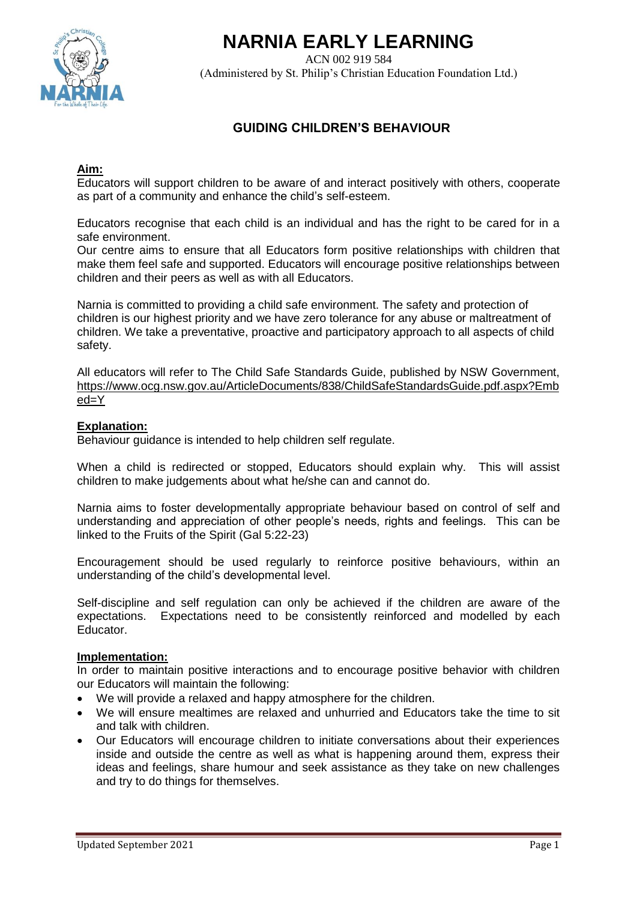# NARNIA EARLY LEARNING

ACN 002 919 584
(Administered by St. Philip's Christian Education Foundation Ltd.)

## GUIDING CHILDREN'S BEHAVIOUR

**Aim:**
Educators will support children to be aware of and interact positively with others, cooperate as part of a community and enhance the child's self-esteem.

Educators recognise that each child is an individual and has the right to be cared for in a safe environment.
Our centre aims to ensure that all Educators form positive relationships with children that make them feel safe and supported. Educators will encourage positive relationships between children and their peers as well as with all Educators.

Narnia is committed to providing a child safe environment. The safety and protection of children is our highest priority and we have zero tolerance for any abuse or maltreatment of children. We take a preventative, proactive and participatory approach to all aspects of child safety.

All educators will refer to The Child Safe Standards Guide, published by NSW Government, https://www.ocg.nsw.gov.au/ArticleDocuments/838/ChildSafeStandardsGuide.pdf.aspx?Embed=Y

**Explanation:**
Behaviour guidance is intended to help children self regulate.

When a child is redirected or stopped, Educators should explain why. This will assist children to make judgements about what he/she can and cannot do.

Narnia aims to foster developmentally appropriate behaviour based on control of self and understanding and appreciation of other people's needs, rights and feelings. This can be linked to the Fruits of the Spirit (Gal 5:22-23)

Encouragement should be used regularly to reinforce positive behaviours, within an understanding of the child's developmental level.

Self-discipline and self regulation can only be achieved if the children are aware of the expectations. Expectations need to be consistently reinforced and modelled by each Educator.

**Implementation:**
In order to maintain positive interactions and to encourage positive behavior with children our Educators will maintain the following:

- We will provide a relaxed and happy atmosphere for the children.
- We will ensure mealtimes are relaxed and unhurried and Educators take the time to sit and talk with children.
- Our Educators will encourage children to initiate conversations about their experiences inside and outside the centre as well as what is happening around them, express their ideas and feelings, share humour and seek assistance as they take on new challenges and try to do things for themselves.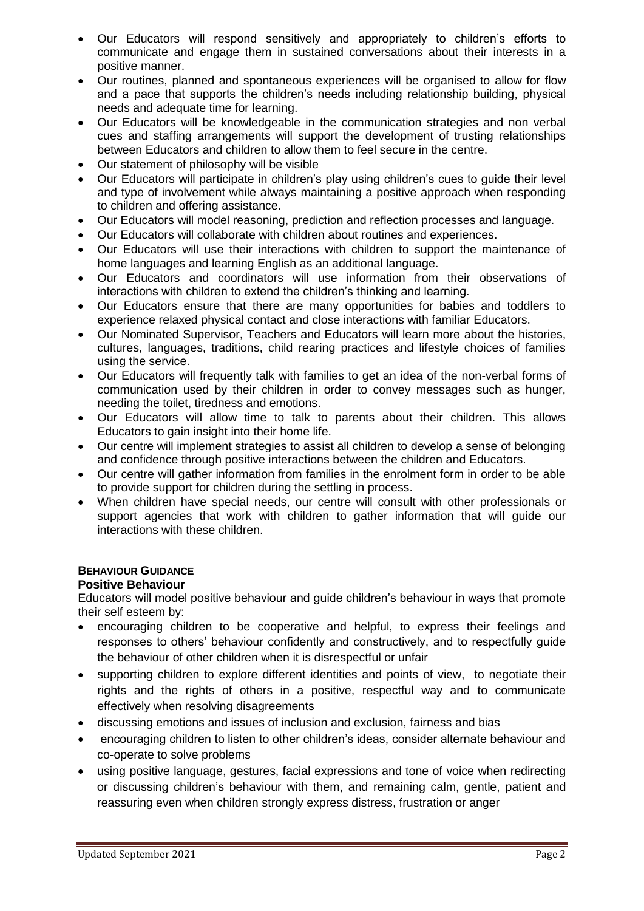- Our Educators will respond sensitively and appropriately to children's efforts to communicate and engage them in sustained conversations about their interests in a positive manner.
- Our routines, planned and spontaneous experiences will be organised to allow for flow and a pace that supports the children's needs including relationship building, physical needs and adequate time for learning.
- Our Educators will be knowledgeable in the communication strategies and non verbal cues and staffing arrangements will support the development of trusting relationships between Educators and children to allow them to feel secure in the centre.
- Our statement of philosophy will be visible
- Our Educators will participate in children's play using children's cues to guide their level and type of involvement while always maintaining a positive approach when responding to children and offering assistance.
- Our Educators will model reasoning, prediction and reflection processes and language.
- Our Educators will collaborate with children about routines and experiences.
- Our Educators will use their interactions with children to support the maintenance of home languages and learning English as an additional language.
- Our Educators and coordinators will use information from their observations of interactions with children to extend the children's thinking and learning.
- Our Educators ensure that there are many opportunities for babies and toddlers to experience relaxed physical contact and close interactions with familiar Educators.
- Our Nominated Supervisor, Teachers and Educators will learn more about the histories, cultures, languages, traditions, child rearing practices and lifestyle choices of families using the service.
- Our Educators will frequently talk with families to get an idea of the non-verbal forms of communication used by their children in order to convey messages such as hunger, needing the toilet, tiredness and emotions.
- Our Educators will allow time to talk to parents about their children. This allows Educators to gain insight into their home life.
- Our centre will implement strategies to assist all children to develop a sense of belonging and confidence through positive interactions between the children and Educators.
- Our centre will gather information from families in the enrolment form in order to be able to provide support for children during the settling in process.
- When children have special needs, our centre will consult with other professionals or support agencies that work with children to gather information that will guide our interactions with these children.

## BEHAVIOUR GUIDANCE

### Positive Behaviour

Educators will model positive behaviour and guide children's behaviour in ways that promote their self esteem by:

- encouraging children to be cooperative and helpful, to express their feelings and responses to others' behaviour confidently and constructively, and to respectfully guide the behaviour of other children when it is disrespectful or unfair
- supporting children to explore different identities and points of view, to negotiate their rights and the rights of others in a positive, respectful way and to communicate effectively when resolving disagreements
- discussing emotions and issues of inclusion and exclusion, fairness and bias
- encouraging children to listen to other children's ideas, consider alternate behaviour and co-operate to solve problems
- using positive language, gestures, facial expressions and tone of voice when redirecting or discussing children's behaviour with them, and remaining calm, gentle, patient and reassuring even when children strongly express distress, frustration or anger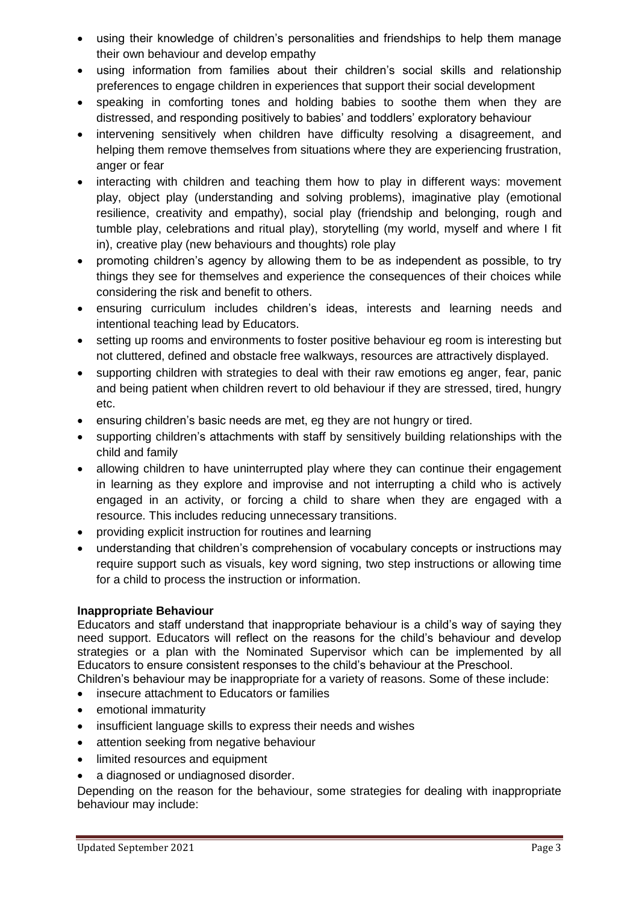- using their knowledge of children's personalities and friendships to help them manage their own behaviour and develop empathy
- using information from families about their children's social skills and relationship preferences to engage children in experiences that support their social development
- speaking in comforting tones and holding babies to soothe them when they are distressed, and responding positively to babies' and toddlers' exploratory behaviour
- intervening sensitively when children have difficulty resolving a disagreement, and helping them remove themselves from situations where they are experiencing frustration, anger or fear
- interacting with children and teaching them how to play in different ways: movement play, object play (understanding and solving problems), imaginative play (emotional resilience, creativity and empathy), social play (friendship and belonging, rough and tumble play, celebrations and ritual play), storytelling (my world, myself and where I fit in), creative play (new behaviours and thoughts) role play
- promoting children's agency by allowing them to be as independent as possible, to try things they see for themselves and experience the consequences of their choices while considering the risk and benefit to others.
- ensuring curriculum includes children's ideas, interests and learning needs and intentional teaching lead by Educators.
- setting up rooms and environments to foster positive behaviour eg room is interesting but not cluttered, defined and obstacle free walkways, resources are attractively displayed.
- supporting children with strategies to deal with their raw emotions eg anger, fear, panic and being patient when children revert to old behaviour if they are stressed, tired, hungry etc.
- ensuring children's basic needs are met, eg they are not hungry or tired.
- supporting children's attachments with staff by sensitively building relationships with the child and family
- allowing children to have uninterrupted play where they can continue their engagement in learning as they explore and improvise and not interrupting a child who is actively engaged in an activity, or forcing a child to share when they are engaged with a resource. This includes reducing unnecessary transitions.
- providing explicit instruction for routines and learning
- understanding that children's comprehension of vocabulary concepts or instructions may require support such as visuals, key word signing, two step instructions or allowing time for a child to process the instruction or information.

**Inappropriate Behaviour**

Educators and staff understand that inappropriate behaviour is a child's way of saying they need support. Educators will reflect on the reasons for the child's behaviour and develop strategies or a plan with the Nominated Supervisor which can be implemented by all Educators to ensure consistent responses to the child's behaviour at the Preschool.

Children's behaviour may be inappropriate for a variety of reasons. Some of these include:

- insecure attachment to Educators or families
- emotional immaturity
- insufficient language skills to express their needs and wishes
- attention seeking from negative behaviour
- limited resources and equipment
- a diagnosed or undiagnosed disorder.

Depending on the reason for the behaviour, some strategies for dealing with inappropriate behaviour may include: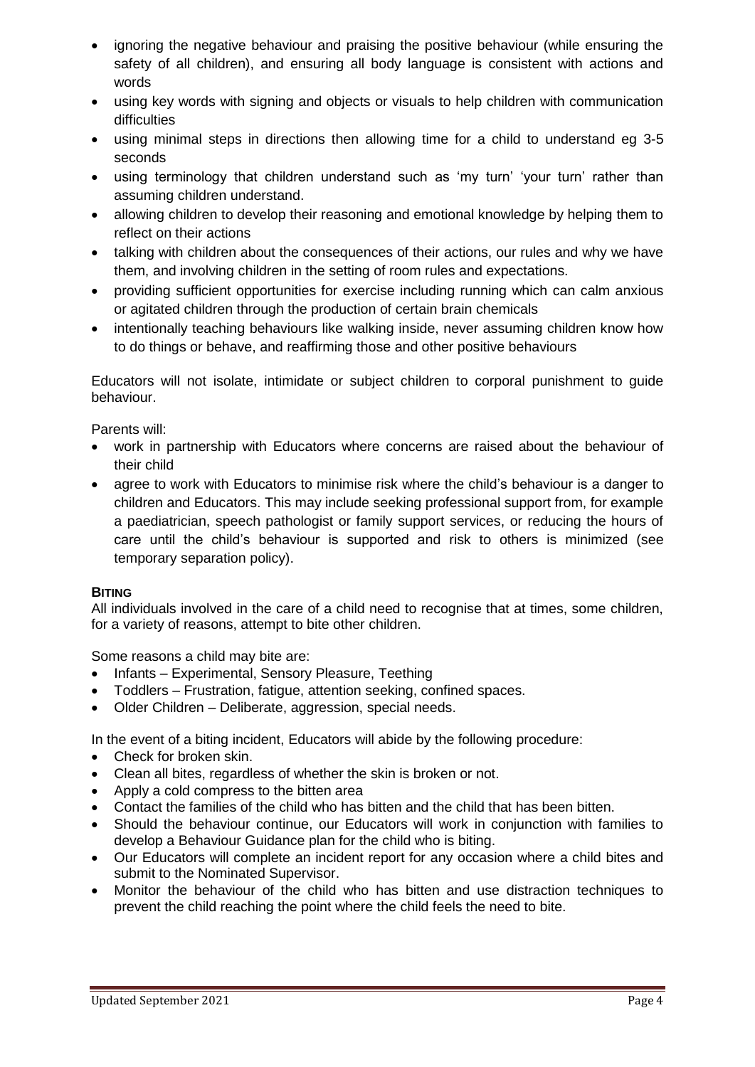- ignoring the negative behaviour and praising the positive behaviour (while ensuring the safety of all children), and ensuring all body language is consistent with actions and words
- using key words with signing and objects or visuals to help children with communication difficulties
- using minimal steps in directions then allowing time for a child to understand eg 3-5 seconds
- using terminology that children understand such as 'my turn' 'your turn' rather than assuming children understand.
- allowing children to develop their reasoning and emotional knowledge by helping them to reflect on their actions
- talking with children about the consequences of their actions, our rules and why we have them, and involving children in the setting of room rules and expectations.
- providing sufficient opportunities for exercise including running which can calm anxious or agitated children through the production of certain brain chemicals
- intentionally teaching behaviours like walking inside, never assuming children know how to do things or behave, and reaffirming those and other positive behaviours

Educators will not isolate, intimidate or subject children to corporal punishment to guide behaviour.

Parents will:

- work in partnership with Educators where concerns are raised about the behaviour of their child
- agree to work with Educators to minimise risk where the child's behaviour is a danger to children and Educators. This may include seeking professional support from, for example a paediatrician, speech pathologist or family support services, or reducing the hours of care until the child's behaviour is supported and risk to others is minimized (see temporary separation policy).

**BITING**

All individuals involved in the care of a child need to recognise that at times, some children, for a variety of reasons, attempt to bite other children.

Some reasons a child may bite are:

- Infants – Experimental, Sensory Pleasure, Teething
- Toddlers – Frustration, fatigue, attention seeking, confined spaces.
- Older Children – Deliberate, aggression, special needs.

In the event of a biting incident, Educators will abide by the following procedure:

- Check for broken skin.
- Clean all bites, regardless of whether the skin is broken or not.
- Apply a cold compress to the bitten area
- Contact the families of the child who has bitten and the child that has been bitten.
- Should the behaviour continue, our Educators will work in conjunction with families to develop a Behaviour Guidance plan for the child who is biting.
- Our Educators will complete an incident report for any occasion where a child bites and submit to the Nominated Supervisor.
- Monitor the behaviour of the child who has bitten and use distraction techniques to prevent the child reaching the point where the child feels the need to bite.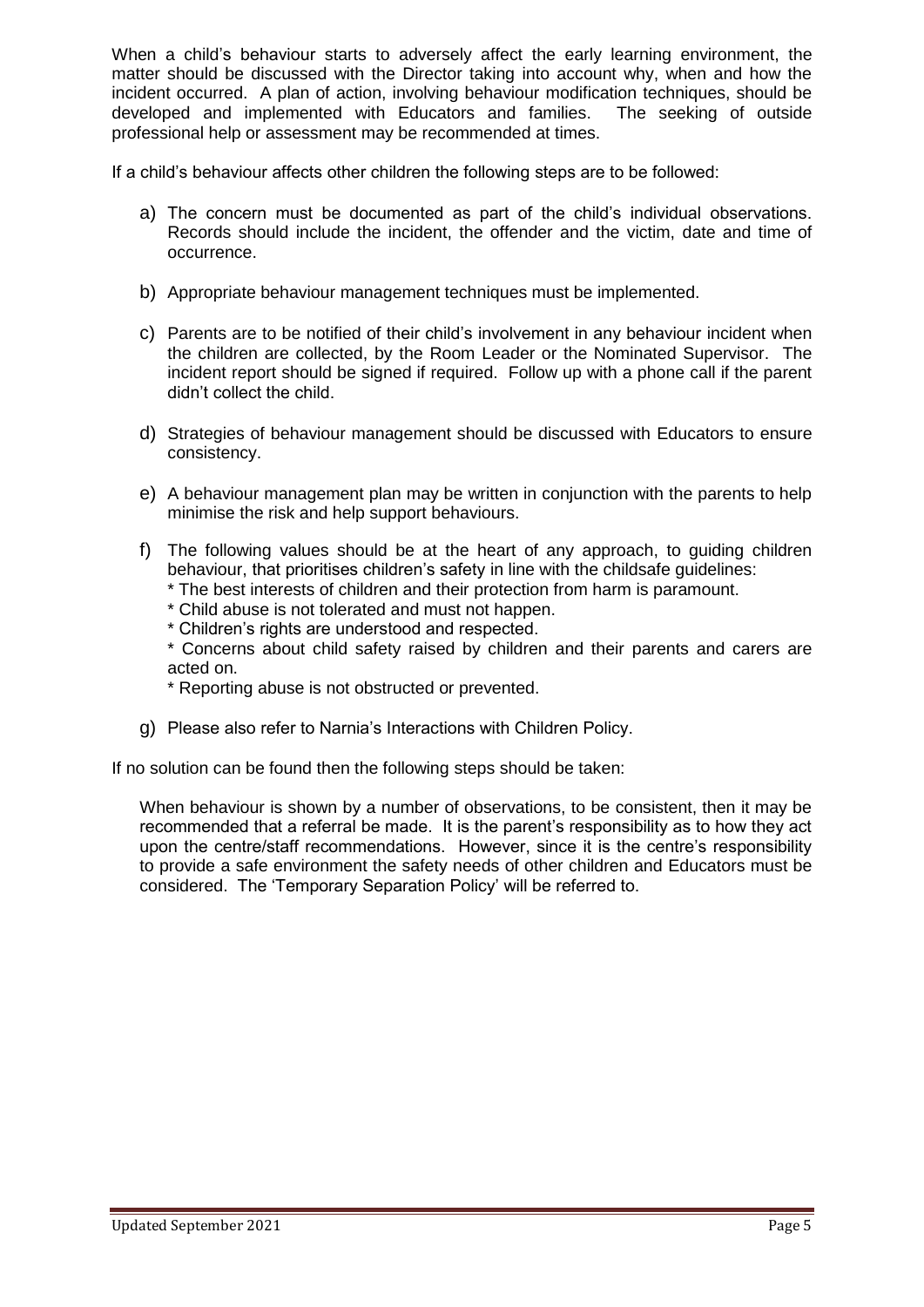When a child's behaviour starts to adversely affect the early learning environment, the matter should be discussed with the Director taking into account why, when and how the incident occurred. A plan of action, involving behaviour modification techniques, should be developed and implemented with Educators and families. The seeking of outside professional help or assessment may be recommended at times.

If a child's behaviour affects other children the following steps are to be followed:

a) The concern must be documented as part of the child's individual observations. Records should include the incident, the offender and the victim, date and time of occurrence.

b) Appropriate behaviour management techniques must be implemented.

c) Parents are to be notified of their child's involvement in any behaviour incident when the children are collected, by the Room Leader or the Nominated Supervisor. The incident report should be signed if required. Follow up with a phone call if the parent didn't collect the child.

d) Strategies of behaviour management should be discussed with Educators to ensure consistency.

e) A behaviour management plan may be written in conjunction with the parents to help minimise the risk and help support behaviours.

f) The following values should be at the heart of any approach, to guiding children behaviour, that prioritises children's safety in line with the childsafe guidelines:
   * The best interests of children and their protection from harm is paramount.
   * Child abuse is not tolerated and must not happen.
   * Children's rights are understood and respected.
   * Concerns about child safety raised by children and their parents and carers are acted on.
   * Reporting abuse is not obstructed or prevented.

g) Please also refer to Narnia's Interactions with Children Policy.

If no solution can be found then the following steps should be taken:

When behaviour is shown by a number of observations, to be consistent, then it may be recommended that a referral be made. It is the parent's responsibility as to how they act upon the centre/staff recommendations. However, since it is the centre's responsibility to provide a safe environment the safety needs of other children and Educators must be considered. The 'Temporary Separation Policy' will be referred to.